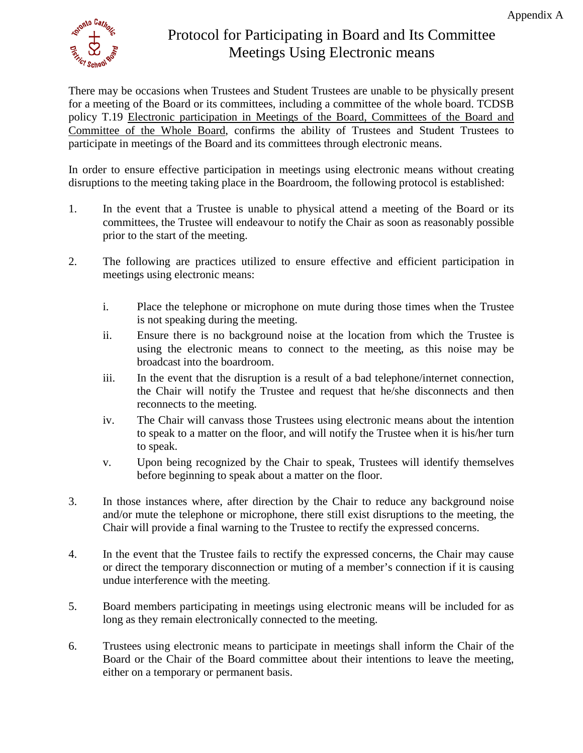Appendix A

# Protocol for Participating in Board and Its Committee Meetings Using Electronic means

There may be occasions when Trustees and Student Trustees are unable to be physically present for a meeting of the Board or its committees, including a committee of the whole board. TCDSB policy T.19 Electronic participation in Meetings of the Board, Committees of the Board and Committee of the Whole Board, confirms the ability of Trustees and Student Trustees to participate in meetings of the Board and its committees through electronic means.

In order to ensure effective participation in meetings using electronic means without creating disruptions to the meeting taking place in the Boardroom, the following protocol is established:

1. In the event that a Trustee is unable to physical attend a meeting of the Board or its committees, the Trustee will endeavour to notify the Chair as soon as reasonably possible prior to the start of the meeting.

2. The following are practices utilized to ensure effective and efficient participation in meetings using electronic means:

   i. Place the telephone or microphone on mute during those times when the Trustee is not speaking during the meeting.
   
   ii. Ensure there is no background noise at the location from which the Trustee is using the electronic means to connect to the meeting, as this noise may be broadcast into the boardroom.
   
   iii. In the event that the disruption is a result of a bad telephone/internet connection, the Chair will notify the Trustee and request that he/she disconnects and then reconnects to the meeting.
   
   iv. The Chair will canvass those Trustees using electronic means about the intention to speak to a matter on the floor, and will notify the Trustee when it is his/her turn to speak.
   
   v. Upon being recognized by the Chair to speak, Trustees will identify themselves before beginning to speak about a matter on the floor.

3. In those instances where, after direction by the Chair to reduce any background noise and/or mute the telephone or microphone, there still exist disruptions to the meeting, the Chair will provide a final warning to the Trustee to rectify the expressed concerns.

4. In the event that the Trustee fails to rectify the expressed concerns, the Chair may cause or direct the temporary disconnection or muting of a member's connection if it is causing undue interference with the meeting.

5. Board members participating in meetings using electronic means will be included for as long as they remain electronically connected to the meeting.

6. Trustees using electronic means to participate in meetings shall inform the Chair of the Board or the Chair of the Board committee about their intentions to leave the meeting, either on a temporary or permanent basis.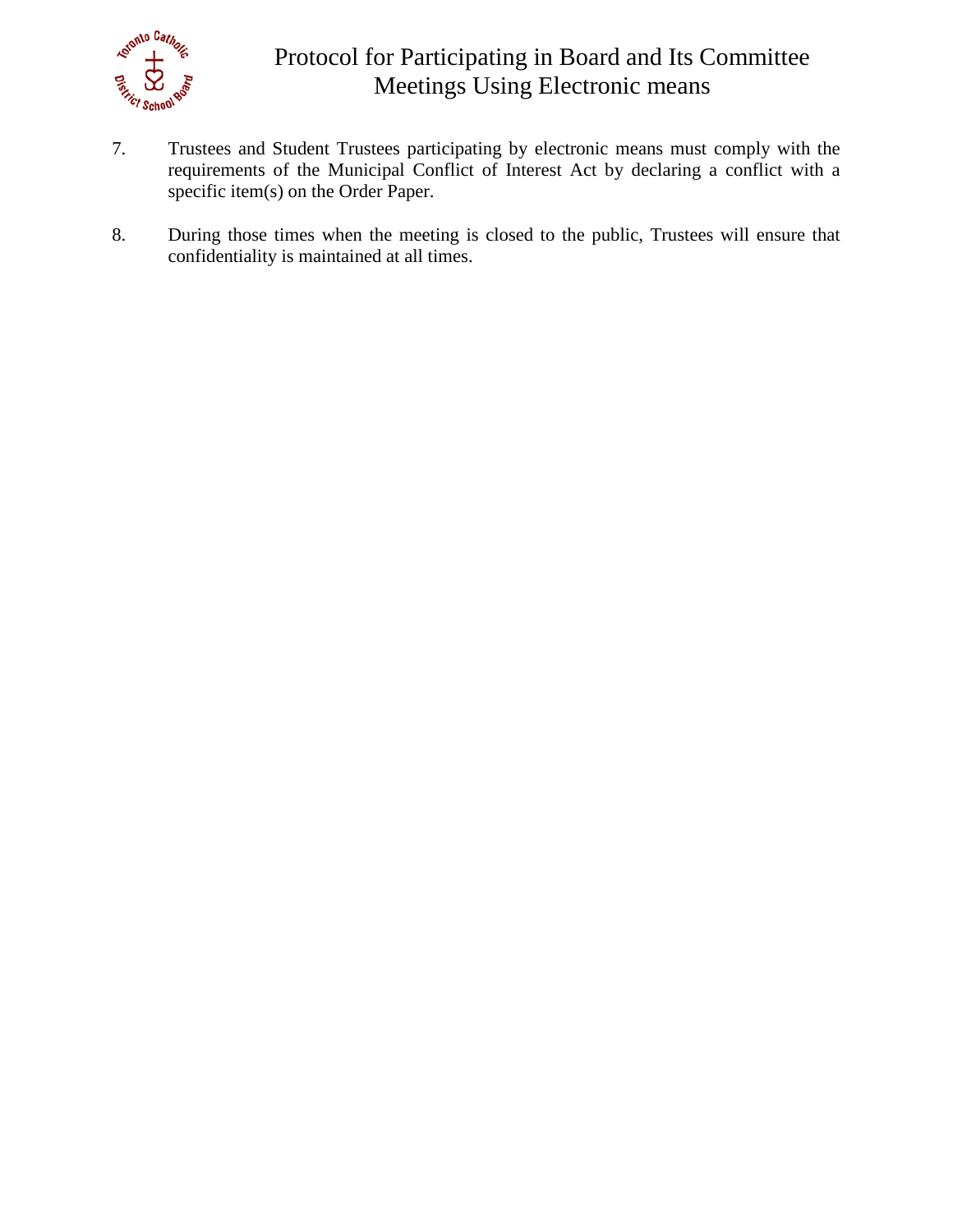7. Trustees and Student Trustees participating by electronic means must comply with the requirements of the Municipal Conflict of Interest Act by declaring a conflict with a specific item(s) on the Order Paper.

8. During those times when the meeting is closed to the public, Trustees will ensure that confidentiality is maintained at all times.